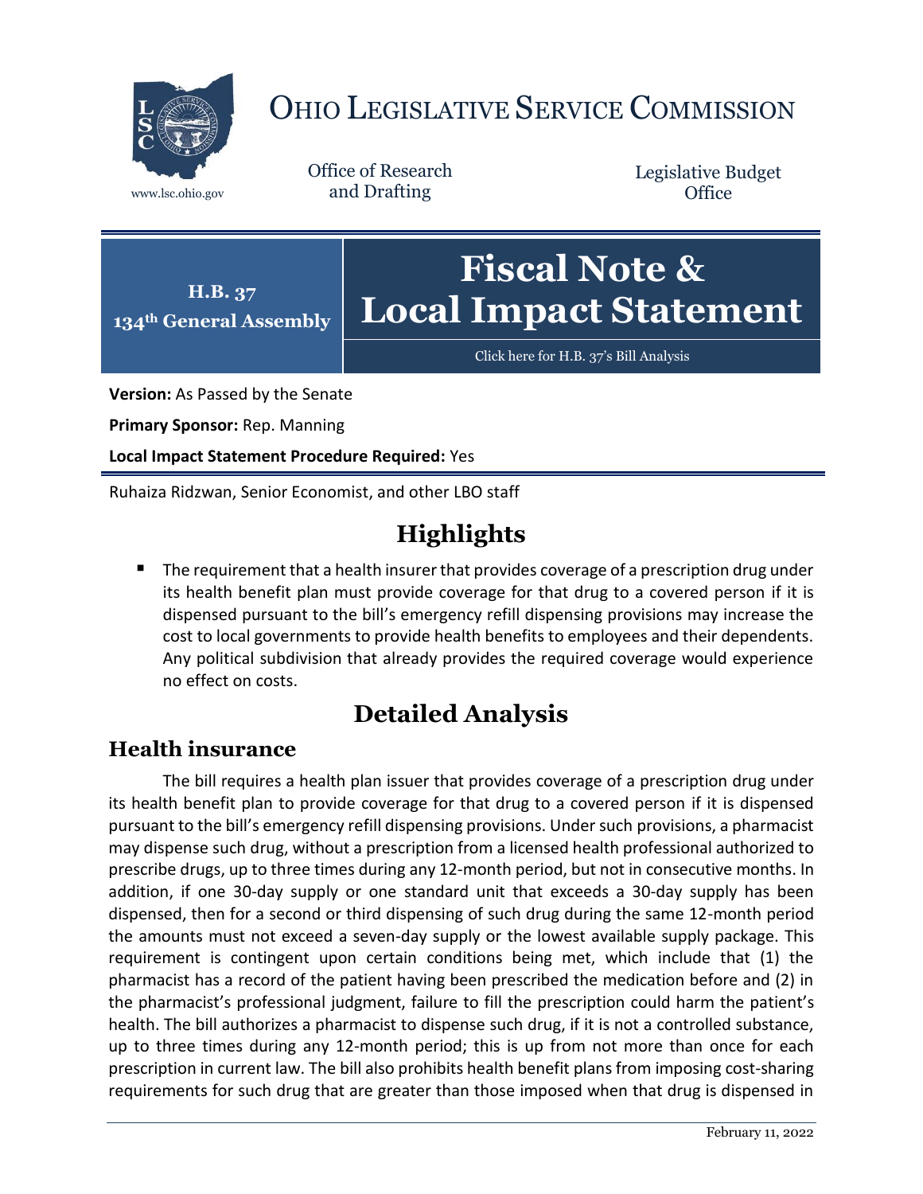# OHIO LEGISLATIVE SERVICE COMMISSION

www.lsc.ohio.gov

Office of Research and Drafting

Legislative Budget Office

**H.B. 37**
**134th General Assembly**

# Fiscal Note & Local Impact Statement

Click here for H.B. 37's Bill Analysis

**Version:** As Passed by the Senate

**Primary Sponsor:** Rep. Manning

**Local Impact Statement Procedure Required:** Yes

Ruhaiza Ridzwan, Senior Economist, and other LBO staff

## Highlights

- The requirement that a health insurer that provides coverage of a prescription drug under its health benefit plan must provide coverage for that drug to a covered person if it is dispensed pursuant to the bill's emergency refill dispensing provisions may increase the cost to local governments to provide health benefits to employees and their dependents. Any political subdivision that already provides the required coverage would experience no effect on costs.

## Detailed Analysis

### Health insurance

The bill requires a health plan issuer that provides coverage of a prescription drug under its health benefit plan to provide coverage for that drug to a covered person if it is dispensed pursuant to the bill's emergency refill dispensing provisions. Under such provisions, a pharmacist may dispense such drug, without a prescription from a licensed health professional authorized to prescribe drugs, up to three times during any 12-month period, but not in consecutive months. In addition, if one 30-day supply or one standard unit that exceeds a 30-day supply has been dispensed, then for a second or third dispensing of such drug during the same 12-month period the amounts must not exceed a seven-day supply or the lowest available supply package. This requirement is contingent upon certain conditions being met, which include that (1) the pharmacist has a record of the patient having been prescribed the medication before and (2) in the pharmacist's professional judgment, failure to fill the prescription could harm the patient's health. The bill authorizes a pharmacist to dispense such drug, if it is not a controlled substance, up to three times during any 12-month period; this is up from not more than once for each prescription in current law. The bill also prohibits health benefit plans from imposing cost-sharing requirements for such drug that are greater than those imposed when that drug is dispensed in

February 11, 2022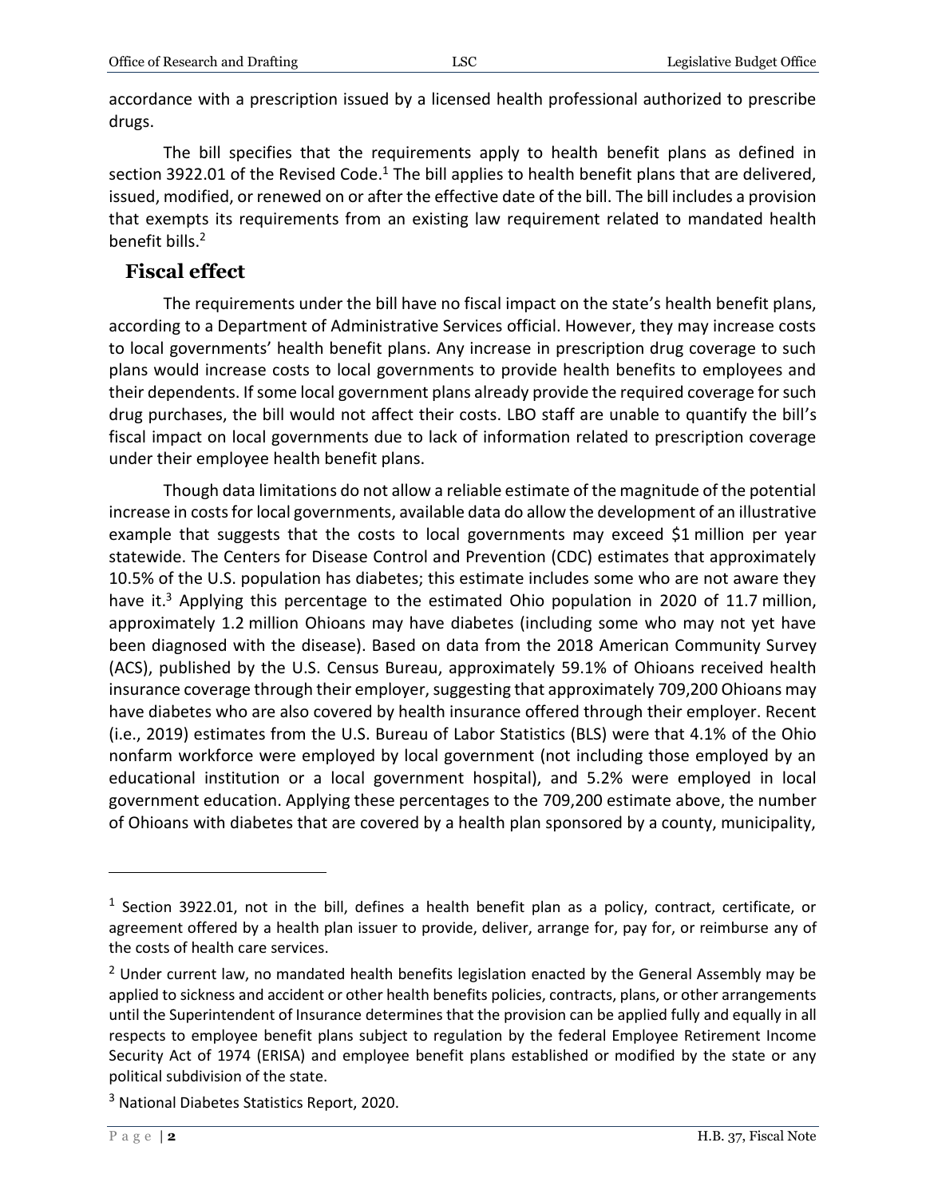accordance with a prescription issued by a licensed health professional authorized to prescribe drugs.

The bill specifies that the requirements apply to health benefit plans as defined in section 3922.01 of the Revised Code.[1] The bill applies to health benefit plans that are delivered, issued, modified, or renewed on or after the effective date of the bill. The bill includes a provision that exempts its requirements from an existing law requirement related to mandated health benefit bills.[2]

## Fiscal effect

The requirements under the bill have no fiscal impact on the state's health benefit plans, according to a Department of Administrative Services official. However, they may increase costs to local governments' health benefit plans. Any increase in prescription drug coverage to such plans would increase costs to local governments to provide health benefits to employees and their dependents. If some local government plans already provide the required coverage for such drug purchases, the bill would not affect their costs. LBO staff are unable to quantify the bill's fiscal impact on local governments due to lack of information related to prescription coverage under their employee health benefit plans.

Though data limitations do not allow a reliable estimate of the magnitude of the potential increase in costs for local governments, available data do allow the development of an illustrative example that suggests that the costs to local governments may exceed $1 million per year statewide. The Centers for Disease Control and Prevention (CDC) estimates that approximately 10.5% of the U.S. population has diabetes; this estimate includes some who are not aware they have it.[3] Applying this percentage to the estimated Ohio population in 2020 of 11.7 million, approximately 1.2 million Ohioans may have diabetes (including some who may not yet have been diagnosed with the disease). Based on data from the 2018 American Community Survey (ACS), published by the U.S. Census Bureau, approximately 59.1% of Ohioans received health insurance coverage through their employer, suggesting that approximately 709,200 Ohioans may have diabetes who are also covered by health insurance offered through their employer. Recent (i.e., 2019) estimates from the U.S. Bureau of Labor Statistics (BLS) were that 4.1% of the Ohio nonfarm workforce were employed by local government (not including those employed by an educational institution or a local government hospital), and 5.2% were employed in local government education. Applying these percentages to the 709,200 estimate above, the number of Ohioans with diabetes that are covered by a health plan sponsored by a county, municipality,

---

[1] Section 3922.01, not in the bill, defines a health benefit plan as a policy, contract, certificate, or agreement offered by a health plan issuer to provide, deliver, arrange for, pay for, or reimburse any of the costs of health care services.

[2] Under current law, no mandated health benefits legislation enacted by the General Assembly may be applied to sickness and accident or other health benefits policies, contracts, plans, or other arrangements until the Superintendent of Insurance determines that the provision can be applied fully and equally in all respects to employee benefit plans subject to regulation by the federal Employee Retirement Income Security Act of 1974 (ERISA) and employee benefit plans established or modified by the state or any political subdivision of the state.

[3] National Diabetes Statistics Report, 2020.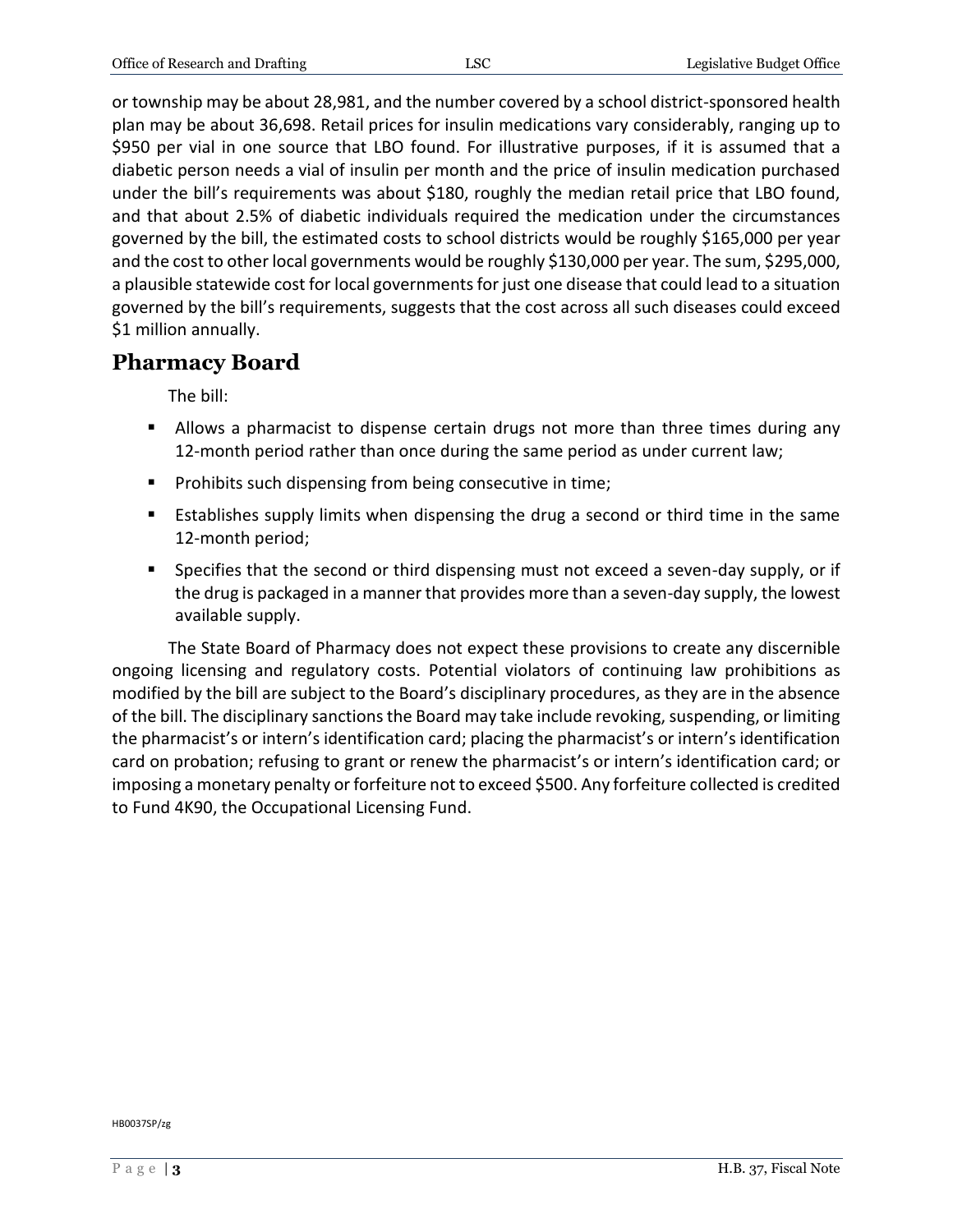or township may be about 28,981, and the number covered by a school district-sponsored health plan may be about 36,698. Retail prices for insulin medications vary considerably, ranging up to $950 per vial in one source that LBO found. For illustrative purposes, if it is assumed that a diabetic person needs a vial of insulin per month and the price of insulin medication purchased under the bill's requirements was about $180, roughly the median retail price that LBO found, and that about 2.5% of diabetic individuals required the medication under the circumstances governed by the bill, the estimated costs to school districts would be roughly $165,000 per year and the cost to other local governments would be roughly $130,000 per year. The sum, $295,000, a plausible statewide cost for local governments for just one disease that could lead to a situation governed by the bill's requirements, suggests that the cost across all such diseases could exceed $1 million annually.

## Pharmacy Board

The bill:

- Allows a pharmacist to dispense certain drugs not more than three times during any 12-month period rather than once during the same period as under current law;
- Prohibits such dispensing from being consecutive in time;
- Establishes supply limits when dispensing the drug a second or third time in the same 12-month period;
- Specifies that the second or third dispensing must not exceed a seven-day supply, or if the drug is packaged in a manner that provides more than a seven-day supply, the lowest available supply.

The State Board of Pharmacy does not expect these provisions to create any discernible ongoing licensing and regulatory costs. Potential violators of continuing law prohibitions as modified by the bill are subject to the Board's disciplinary procedures, as they are in the absence of the bill. The disciplinary sanctions the Board may take include revoking, suspending, or limiting the pharmacist's or intern's identification card; placing the pharmacist's or intern's identification card on probation; refusing to grant or renew the pharmacist's or intern's identification card; or imposing a monetary penalty or forfeiture not to exceed $500. Any forfeiture collected is credited to Fund 4K90, the Occupational Licensing Fund.

HB0037SP/zg